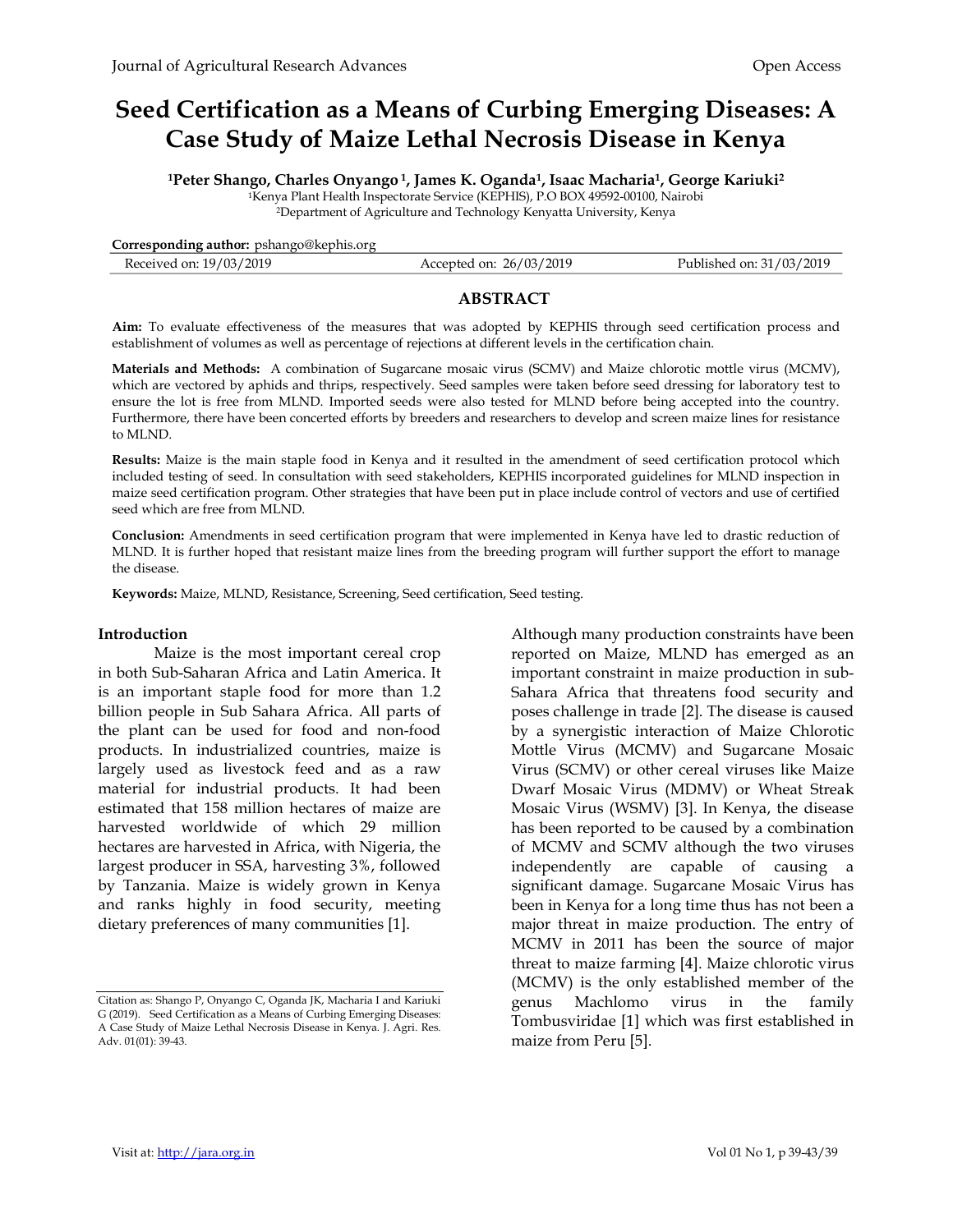# Seed Certification as a Means of Curbing Emerging Diseases: A Case Study of Maize Lethal Necrosis Disease in Kenya

**[1]Peter Shango, Charles Onyango [1], James K. Oganda[1], Isaac Macharia[1], George Kariuki[2]**

[1]Kenya Plant Health Inspectorate Service (KEPHIS), P.O BOX 49592-00100, Nairobi

[2]Department of Agriculture and Technology Kenyatta University, Kenya

**Corresponding author:** pshango@kephis.org

| Received on: 19/03/2019 | Accepted on: 26/03/2019 | Published on: 31/03/2019 |
|---|---|---|

## ABSTRACT

**Aim:** To evaluate effectiveness of the measures that was adopted by KEPHIS through seed certification process and establishment of volumes as well as percentage of rejections at different levels in the certification chain.

**Materials and Methods:** A combination of Sugarcane mosaic virus (SCMV) and Maize chlorotic mottle virus (MCMV), which are vectored by aphids and thrips, respectively. Seed samples were taken before seed dressing for laboratory test to ensure the lot is free from MLND. Imported seeds were also tested for MLND before being accepted into the country. Furthermore, there have been concerted efforts by breeders and researchers to develop and screen maize lines for resistance to MLND.

**Results:** Maize is the main staple food in Kenya and it resulted in the amendment of seed certification protocol which included testing of seed. In consultation with seed stakeholders, KEPHIS incorporated guidelines for MLND inspection in maize seed certification program. Other strategies that have been put in place include control of vectors and use of certified seed which are free from MLND.

**Conclusion:** Amendments in seed certification program that were implemented in Kenya have led to drastic reduction of MLND. It is further hoped that resistant maize lines from the breeding program will further support the effort to manage the disease.

**Keywords:** Maize, MLND, Resistance, Screening, Seed certification, Seed testing.

## Introduction

Maize is the most important cereal crop in both Sub-Saharan Africa and Latin America. It is an important staple food for more than 1.2 billion people in Sub Sahara Africa. All parts of the plant can be used for food and non-food products. In industrialized countries, maize is largely used as livestock feed and as a raw material for industrial products. It had been estimated that 158 million hectares of maize are harvested worldwide of which 29 million hectares are harvested in Africa, with Nigeria, the largest producer in SSA, harvesting 3%, followed by Tanzania. Maize is widely grown in Kenya and ranks highly in food security, meeting dietary preferences of many communities [1].

Although many production constraints have been reported on Maize, MLND has emerged as an important constraint in maize production in sub-Saharan Africa that threatens food security and poses challenge in trade [2]. The disease is caused by a synergistic interaction of Maize Chlorotic Mottle Virus (MCMV) and Sugarcane Mosaic Virus (SCMV) or other cereal viruses like Maize Dwarf Mosaic Virus (MDMV) or Wheat Streak Mosaic Virus (WSMV) [3]. In Kenya, the disease has been reported to be caused by a combination of MCMV and SCMV although the two viruses independently are capable of causing a significant damage. Sugarcane Mosaic Virus has been in Kenya for a long time thus has not been a major threat in maize production. The entry of MCMV in 2011 has been the source of major threat to maize farming [4]. Maize chlorotic virus (MCMV) is the only established member of the genus Machlomo virus in the family Tombusviridae [1] which was first established in maize from Peru [5].

Citation as: Shango P, Onyango C, Oganda JK, Macharia I and Kariuki G (2019). Seed Certification as a Means of Curbing Emerging Diseases: A Case Study of Maize Lethal Necrosis Disease in Kenya. J. Agri. Res. Adv. 01(01): 39-43.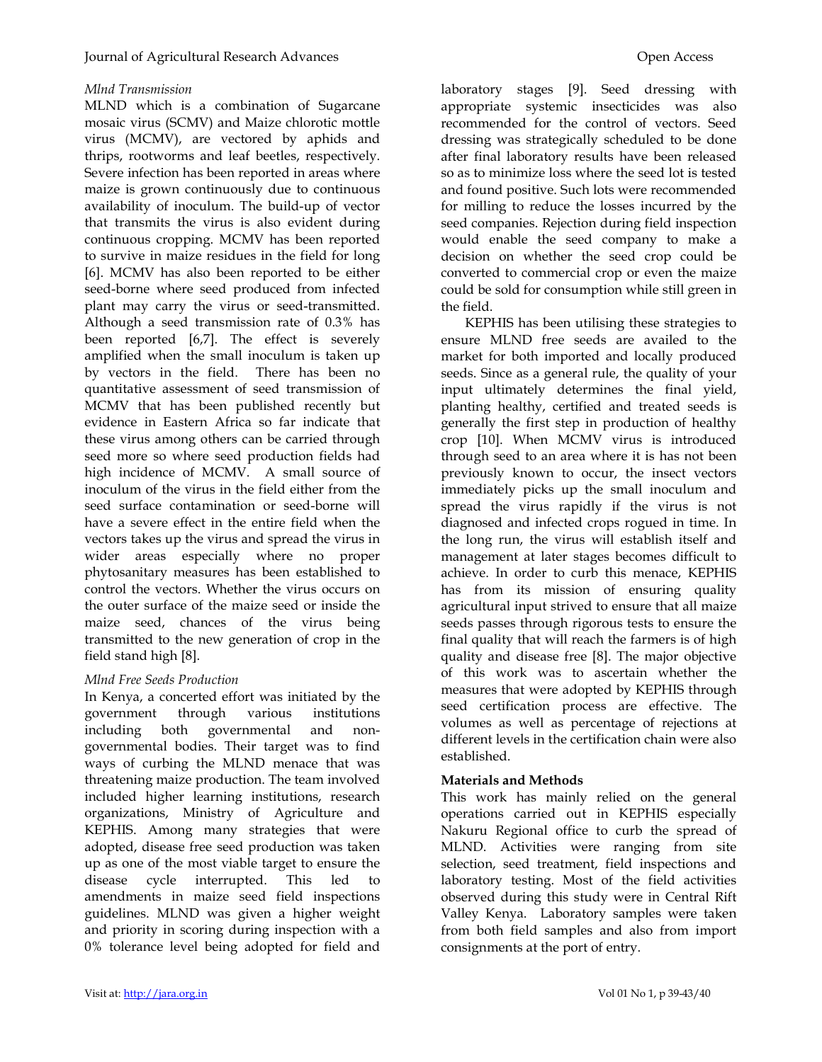*Mlnd Transmission*

MLND which is a combination of Sugarcane mosaic virus (SCMV) and Maize chlorotic mottle virus (MCMV), are vectored by aphids and thrips, rootworms and leaf beetles, respectively. Severe infection has been reported in areas where maize is grown continuously due to continuous availability of inoculum. The build-up of vector that transmits the virus is also evident during continuous cropping. MCMV has been reported to survive in maize residues in the field for long [6]. MCMV has also been reported to be either seed-borne where seed produced from infected plant may carry the virus or seed-transmitted. Although a seed transmission rate of 0.3% has been reported [6,7]. The effect is severely amplified when the small inoculum is taken up by vectors in the field. There has been no quantitative assessment of seed transmission of MCMV that has been published recently but evidence in Eastern Africa so far indicate that these virus among others can be carried through seed more so where seed production fields had high incidence of MCMV. A small source of inoculum of the virus in the field either from the seed surface contamination or seed-borne will have a severe effect in the entire field when the vectors takes up the virus and spread the virus in wider areas especially where no proper phytosanitary measures has been established to control the vectors. Whether the virus occurs on the outer surface of the maize seed or inside the maize seed, chances of the virus being transmitted to the new generation of crop in the field stand high [8].

*Mlnd Free Seeds Production*

In Kenya, a concerted effort was initiated by the government through various institutions including both governmental and non-governmental bodies. Their target was to find ways of curbing the MLND menace that was threatening maize production. The team involved included higher learning institutions, research organizations, Ministry of Agriculture and KEPHIS. Among many strategies that were adopted, disease free seed production was taken up as one of the most viable target to ensure the disease cycle interrupted. This led to amendments in maize seed field inspections guidelines. MLND was given a higher weight and priority in scoring during inspection with a 0% tolerance level being adopted for field and laboratory stages [9]. Seed dressing with appropriate systemic insecticides was also recommended for the control of vectors. Seed dressing was strategically scheduled to be done after final laboratory results have been released so as to minimize loss where the seed lot is tested and found positive. Such lots were recommended for milling to reduce the losses incurred by the seed companies. Rejection during field inspection would enable the seed company to make a decision on whether the seed crop could be converted to commercial crop or even the maize could be sold for consumption while still green in the field.

KEPHIS has been utilising these strategies to ensure MLND free seeds are availed to the market for both imported and locally produced seeds. Since as a general rule, the quality of your input ultimately determines the final yield, planting healthy, certified and treated seeds is generally the first step in production of healthy crop [10]. When MCMV virus is introduced through seed to an area where it is has not been previously known to occur, the insect vectors immediately picks up the small inoculum and spread the virus rapidly if the virus is not diagnosed and infected crops rogued in time. In the long run, the virus will establish itself and management at later stages becomes difficult to achieve. In order to curb this menace, KEPHIS has from its mission of ensuring quality agricultural input strived to ensure that all maize seeds passes through rigorous tests to ensure the final quality that will reach the farmers is of high quality and disease free [8]. The major objective of this work was to ascertain whether the measures that were adopted by KEPHIS through seed certification process are effective. The volumes as well as percentage of rejections at different levels in the certification chain were also established.

## Materials and Methods

This work has mainly relied on the general operations carried out in KEPHIS especially Nakuru Regional office to curb the spread of MLND. Activities were ranging from site selection, seed treatment, field inspections and laboratory testing. Most of the field activities observed during this study were in Central Rift Valley Kenya. Laboratory samples were taken from both field samples and also from import consignments at the port of entry.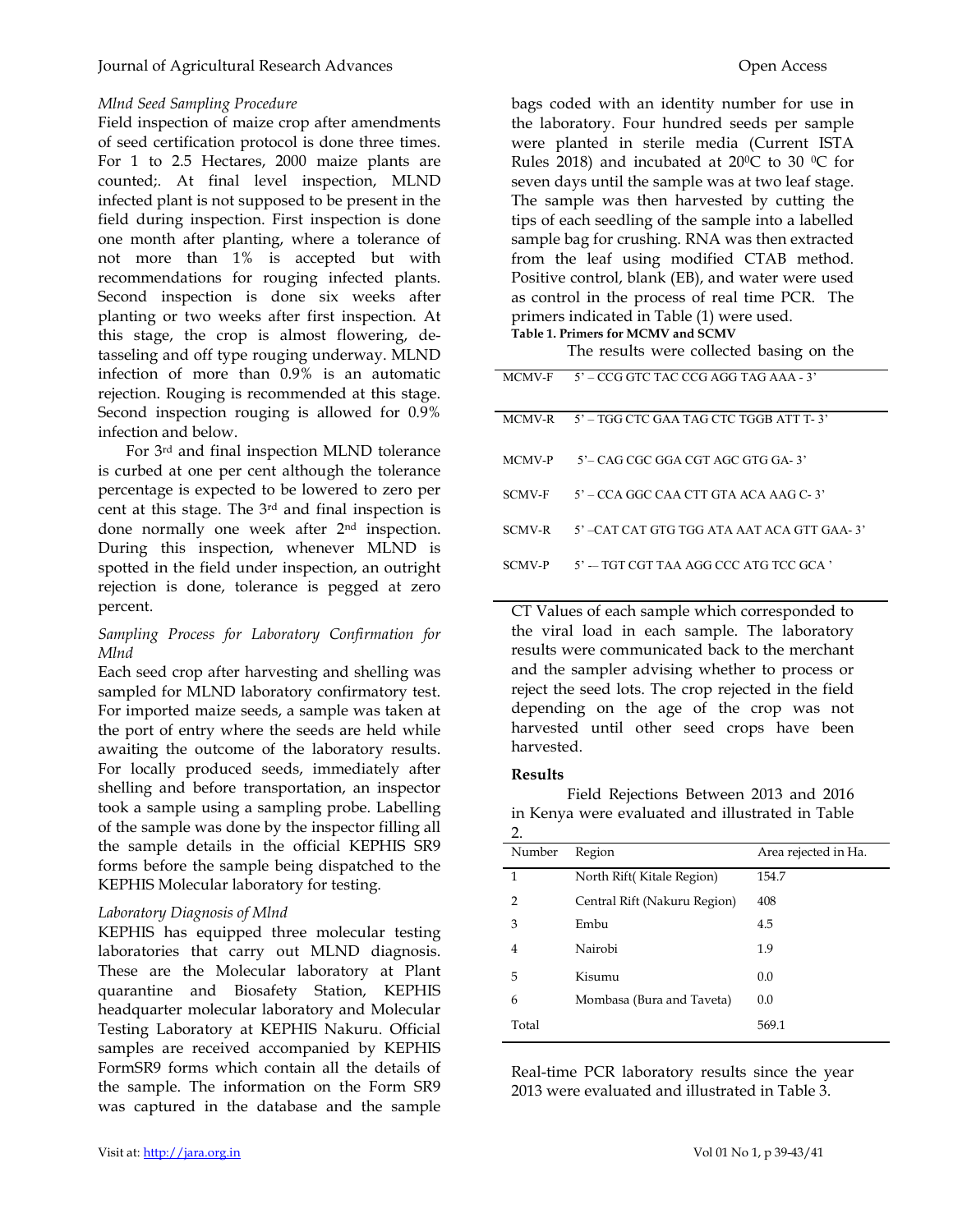*Mlnd Seed Sampling Procedure*

Field inspection of maize crop after amendments of seed certification protocol is done three times. For 1 to 2.5 Hectares, 2000 maize plants are counted;. At final level inspection, MLND infected plant is not supposed to be present in the field during inspection. First inspection is done one month after planting, where a tolerance of not more than 1% is accepted but with recommendations for rouging infected plants. Second inspection is done six weeks after planting or two weeks after first inspection. At this stage, the crop is almost flowering, de-tasseling and off type rouging underway. MLND infection of more than 0.9% is an automatic rejection. Rouging is recommended at this stage. Second inspection rouging is allowed for 0.9% infection and below.

For 3rd and final inspection MLND tolerance is curbed at one per cent although the tolerance percentage is expected to be lowered to zero per cent at this stage. The 3rd and final inspection is done normally one week after 2nd inspection. During this inspection, whenever MLND is spotted in the field under inspection, an outright rejection is done, tolerance is pegged at zero percent.

*Sampling Process for Laboratory Confirmation for Mlnd*

Each seed crop after harvesting and shelling was sampled for MLND laboratory confirmatory test. For imported maize seeds, a sample was taken at the port of entry where the seeds are held while awaiting the outcome of the laboratory results. For locally produced seeds, immediately after shelling and before transportation, an inspector took a sample using a sampling probe. Labelling of the sample was done by the inspector filling all the sample details in the official KEPHIS SR9 forms before the sample being dispatched to the KEPHIS Molecular laboratory for testing.

*Laboratory Diagnosis of Mlnd*

KEPHIS has equipped three molecular testing laboratories that carry out MLND diagnosis. These are the Molecular laboratory at Plant quarantine and Biosafety Station, KEPHIS headquarter molecular laboratory and Molecular Testing Laboratory at KEPHIS Nakuru. Official samples are received accompanied by KEPHIS FormSR9 forms which contain all the details of the sample. The information on the Form SR9 was captured in the database and the sample bags coded with an identity number for use in the laboratory. Four hundred seeds per sample were planted in sterile media (Current ISTA Rules 2018) and incubated at 20$^0$C to 30 $^0$C for seven days until the sample was at two leaf stage. The sample was then harvested by cutting the tips of each seedling of the sample into a labelled sample bag for crushing. RNA was then extracted from the leaf using modified CTAB method. Positive control, blank (EB), and water were used as control in the process of real time PCR. The primers indicated in Table (1) were used.

**Table 1. Primers for MCMV and SCMV**

| | |
|---|---|
| MCMV-F | 5' – CCG GTC TAC CCG AGG TAG AAA - 3' |
| MCMV-R | 5' – TGG CTC GAA TAG CTC TGGB ATT T- 3' |
| MCMV-P | 5'– CAG CGC GGA CGT AGC GTG GA- 3' |
| SCMV-F | 5' – CCA GGC CAA CTT GTA ACA AAG C- 3' |
| SCMV-R | 5' –CAT CAT GTG TGG ATA AAT ACA GTT GAA- 3' |
| SCMV-P | 5' -– TGT CGT TAA AGG CCC ATG TCC GCA ' |

The results were collected basing on the CT Values of each sample which corresponded to the viral load in each sample. The laboratory results were communicated back to the merchant and the sampler advising whether to process or reject the seed lots. The crop rejected in the field depending on the age of the crop was not harvested until other seed crops have been harvested.

## Results

Field Rejections Between 2013 and 2016 in Kenya were evaluated and illustrated in Table 2.

| Number | Region | Area rejected in Ha. |
|---|---|---|
| 1 | North Rift( Kitale Region) | 154.7 |
| 2 | Central Rift (Nakuru Region) | 408 |
| 3 | Embu | 4.5 |
| 4 | Nairobi | 1.9 |
| 5 | Kisumu | 0.0 |
| 6 | Mombasa (Bura and Taveta) | 0.0 |
| Total | | 569.1 |

Real-time PCR laboratory results since the year 2013 were evaluated and illustrated in Table 3.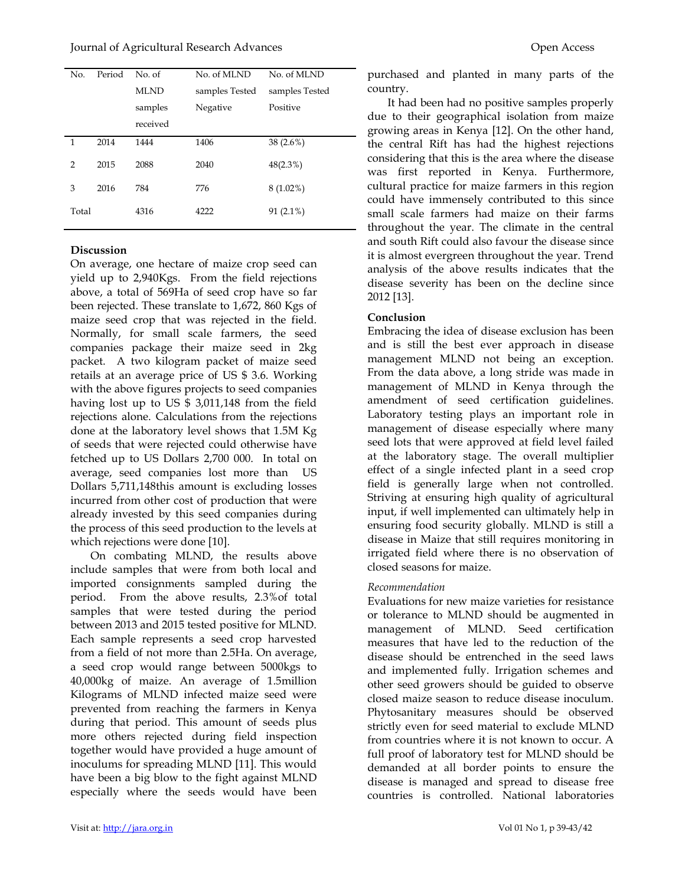| No. | Period | No. of MLND samples received | No. of MLND samples Tested Negative | No. of MLND samples Tested Positive |
|---|---|---|---|---|
| 1 | 2014 | 1444 | 1406 | 38 (2.6%) |
| 2 | 2015 | 2088 | 2040 | 48(2.3%) |
| 3 | 2016 | 784 | 776 | 8 (1.02%) |
| Total | | 4316 | 4222 | 91 (2.1%) |

**Discussion**

On average, one hectare of maize crop seed can yield up to 2,940Kgs. From the field rejections above, a total of 569Ha of seed crop have so far been rejected. These translate to 1,672, 860 Kgs of maize seed crop that was rejected in the field. Normally, for small scale farmers, the seed companies package their maize seed in 2kg packet. A two kilogram packet of maize seed retails at an average price of US $ 3.6. Working with the above figures projects to seed companies having lost up to US $ 3,011,148 from the field rejections alone. Calculations from the rejections done at the laboratory level shows that 1.5M Kg of seeds that were rejected could otherwise have fetched up to US Dollars 2,700 000. In total on average, seed companies lost more than US Dollars 5,711,148this amount is excluding losses incurred from other cost of production that were already invested by this seed companies during the process of this seed production to the levels at which rejections were done [10].

On combating MLND, the results above include samples that were from both local and imported consignments sampled during the period. From the above results, 2.3%of total samples that were tested during the period between 2013 and 2015 tested positive for MLND. Each sample represents a seed crop harvested from a field of not more than 2.5Ha. On average, a seed crop would range between 5000kgs to 40,000kg of maize. An average of 1.5million Kilograms of MLND infected maize seed were prevented from reaching the farmers in Kenya during that period. This amount of seeds plus more others rejected during field inspection together would have provided a huge amount of inoculums for spreading MLND [11]. This would have been a big blow to the fight against MLND especially where the seeds would have been purchased and planted in many parts of the country.

It had been had no positive samples properly due to their geographical isolation from maize growing areas in Kenya [12]. On the other hand, the central Rift has had the highest rejections considering that this is the area where the disease was first reported in Kenya. Furthermore, cultural practice for maize farmers in this region could have immensely contributed to this since small scale farmers had maize on their farms throughout the year. The climate in the central and south Rift could also favour the disease since it is almost evergreen throughout the year. Trend analysis of the above results indicates that the disease severity has been on the decline since 2012 [13].

**Conclusion**

Embracing the idea of disease exclusion has been and is still the best ever approach in disease management MLND not being an exception. From the data above, a long stride was made in management of MLND in Kenya through the amendment of seed certification guidelines. Laboratory testing plays an important role in management of disease especially where many seed lots that were approved at field level failed at the laboratory stage. The overall multiplier effect of a single infected plant in a seed crop field is generally large when not controlled. Striving at ensuring high quality of agricultural input, if well implemented can ultimately help in ensuring food security globally. MLND is still a disease in Maize that still requires monitoring in irrigated field where there is no observation of closed seasons for maize.

*Recommendation*

Evaluations for new maize varieties for resistance or tolerance to MLND should be augmented in management of MLND. Seed certification measures that have led to the reduction of the disease should be entrenched in the seed laws and implemented fully. Irrigation schemes and other seed growers should be guided to observe closed maize season to reduce disease inoculum. Phytosanitary measures should be observed strictly even for seed material to exclude MLND from countries where it is not known to occur. A full proof of laboratory test for MLND should be demanded at all border points to ensure the disease is managed and spread to disease free countries is controlled. National laboratories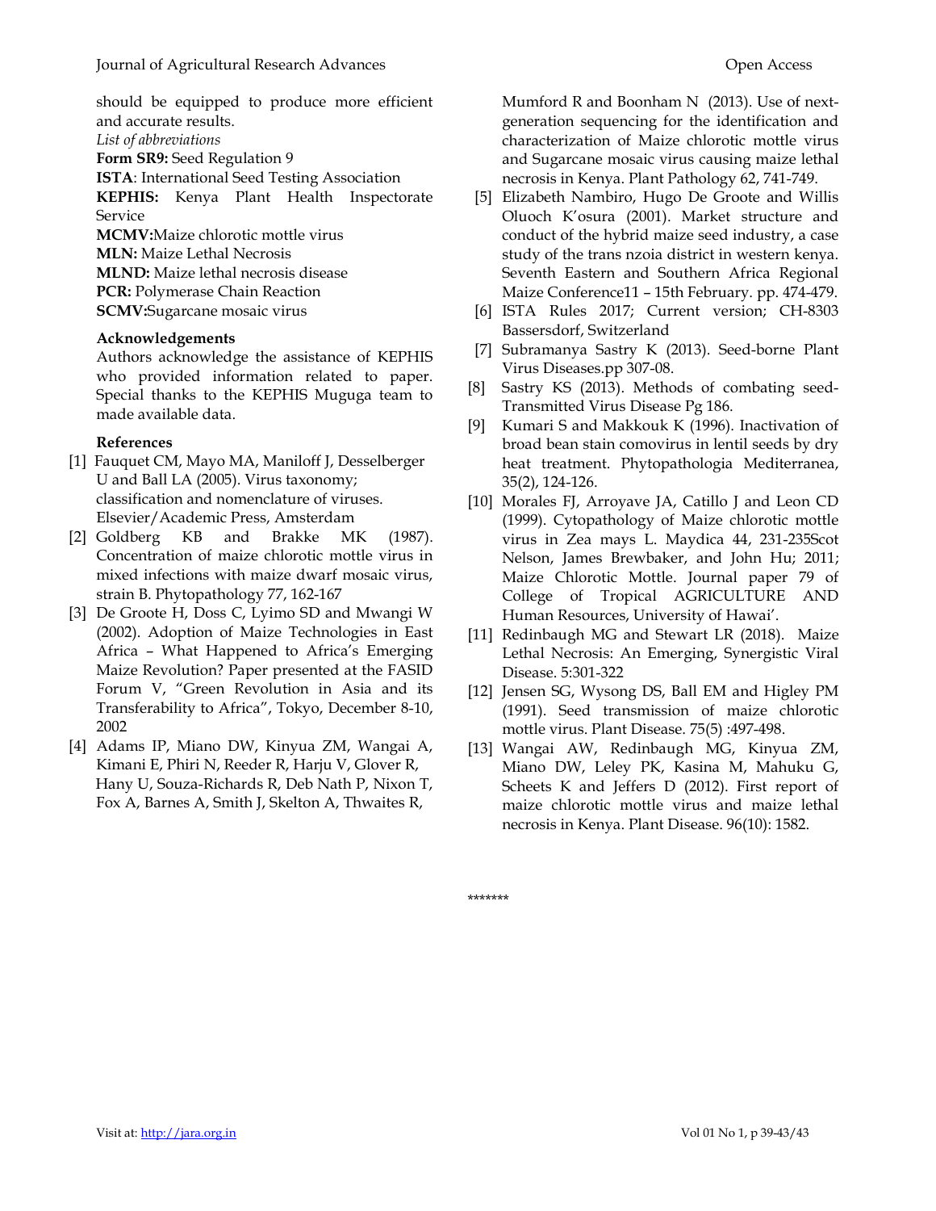should be equipped to produce more efficient and accurate results.

*List of abbreviations*

**Form SR9:** Seed Regulation 9

**ISTA**: International Seed Testing Association

**KEPHIS:** Kenya Plant Health Inspectorate Service

**MCMV:**Maize chlorotic mottle virus

**MLN:** Maize Lethal Necrosis

**MLND:** Maize lethal necrosis disease

**PCR:** Polymerase Chain Reaction

**SCMV:**Sugarcane mosaic virus

**Acknowledgements**

Authors acknowledge the assistance of KEPHIS who provided information related to paper. Special thanks to the KEPHIS Muguga team to made available data.

**References**

[1] Fauquet CM, Mayo MA, Maniloff J, Desselberger U and Ball LA (2005). Virus taxonomy; classification and nomenclature of viruses. Elsevier/Academic Press, Amsterdam

[2] Goldberg KB and Brakke MK (1987). Concentration of maize chlorotic mottle virus in mixed infections with maize dwarf mosaic virus, strain B. Phytopathology 77, 162-167

[3] De Groote H, Doss C, Lyimo SD and Mwangi W (2002). Adoption of Maize Technologies in East Africa – What Happened to Africa's Emerging Maize Revolution? Paper presented at the FASID Forum V, "Green Revolution in Asia and its Transferability to Africa", Tokyo, December 8-10, 2002

[4] Adams IP, Miano DW, Kinyua ZM, Wangai A, Kimani E, Phiri N, Reeder R, Harju V, Glover R, Hany U, Souza-Richards R, Deb Nath P, Nixon T, Fox A, Barnes A, Smith J, Skelton A, Thwaites R, Mumford R and Boonham N (2013). Use of next-generation sequencing for the identification and characterization of Maize chlorotic mottle virus and Sugarcane mosaic virus causing maize lethal necrosis in Kenya. Plant Pathology 62, 741-749.

[5] Elizabeth Nambiro, Hugo De Groote and Willis Oluoch K'osura (2001). Market structure and conduct of the hybrid maize seed industry, a case study of the trans nzoia district in western kenya. Seventh Eastern and Southern Africa Regional Maize Conference11 – 15th February. pp. 474-479.

[6] ISTA Rules 2017; Current version; CH-8303 Bassersdorf, Switzerland

[7] Subramanya Sastry K (2013). Seed-borne Plant Virus Diseases.pp 307-08.

[8] Sastry KS (2013). Methods of combating seed-Transmitted Virus Disease Pg 186.

[9] Kumari S and Makkouk K (1996). Inactivation of broad bean stain comovirus in lentil seeds by dry heat treatment. Phytopathologia Mediterranea, 35(2), 124-126.

[10] Morales FJ, Arroyave JA, Catillo J and Leon CD (1999). Cytopathology of Maize chlorotic mottle virus in Zea mays L. Maydica 44, 231-235Scot Nelson, James Brewbaker, and John Hu; 2011; Maize Chlorotic Mottle. Journal paper 79 of College of Tropical AGRICULTURE AND Human Resources, University of Hawai'.

[11] Redinbaugh MG and Stewart LR (2018). Maize Lethal Necrosis: An Emerging, Synergistic Viral Disease. 5:301-322

[12] Jensen SG, Wysong DS, Ball EM and Higley PM (1991). Seed transmission of maize chlorotic mottle virus. Plant Disease. 75(5) :497-498.

[13] Wangai AW, Redinbaugh MG, Kinyua ZM, Miano DW, Leley PK, Kasina M, Mahuku G, Scheets K and Jeffers D (2012). First report of maize chlorotic mottle virus and maize lethal necrosis in Kenya. Plant Disease. 96(10): 1582.

*******